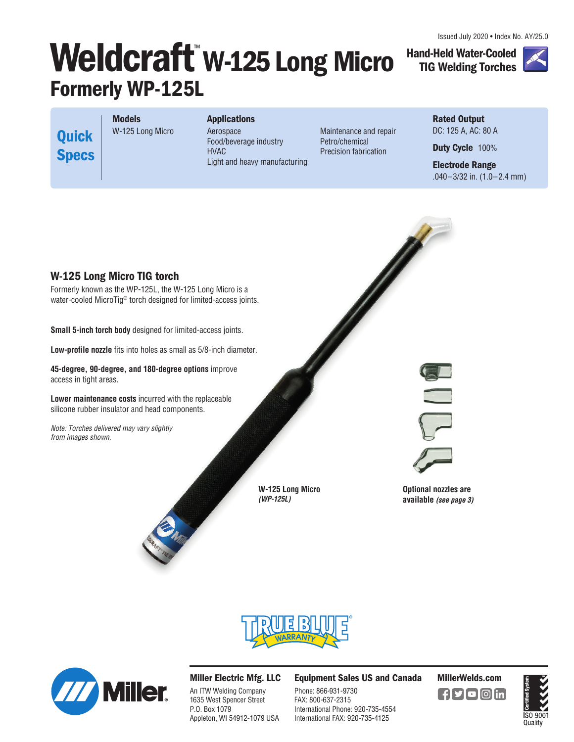Issued July 2020 • Index No. AY/25.0

# Weldcraft™ W-125 Long Micro

## Formerly WP-125L

**Hand-Held Water-Cooled TIG Welding Torches**

**Quick Specs**

**Models**
W-125 Long Micro

**Applications**
Aerospace
Food/beverage industry
HVAC
Light and heavy manufacturing
Maintenance and repair
Petro/chemical
Precision fabrication

**Rated Output**
DC: 125 A, AC: 80 A

**Duty Cycle** 100%

**Electrode Range**
.040–3/32 in. (1.0–2.4 mm)

### W-125 Long Micro TIG torch

Formerly known as the WP-125L, the W-125 Long Micro is a water-cooled MicroTig® torch designed for limited-access joints.

**Small 5-inch torch body** designed for limited-access joints.

**Low-profile nozzle** fits into holes as small as 5/8-inch diameter.

**45-degree, 90-degree, and 180-degree options** improve access in tight areas.

**Lower maintenance costs** incurred with the replaceable silicone rubber insulator and head components.

*Note: Torches delivered may vary slightly from images shown.*

**W-125 Long Micro** ***(WP-125L)***

**Optional nozzles are available** ***(see page 3)***

TRUE BLUE® WARRANTY

**Miller Electric Mfg. LLC**
An ITW Welding Company
1635 West Spencer Street
P.O. Box 1079
Appleton, WI 54912-1079 USA

**Equipment Sales US and Canada**
Phone: 866-931-9730
FAX: 800-637-2315
International Phone: 920-735-4554
International FAX: 920-735-4125

**MillerWelds.com**

ISO 9001 Quality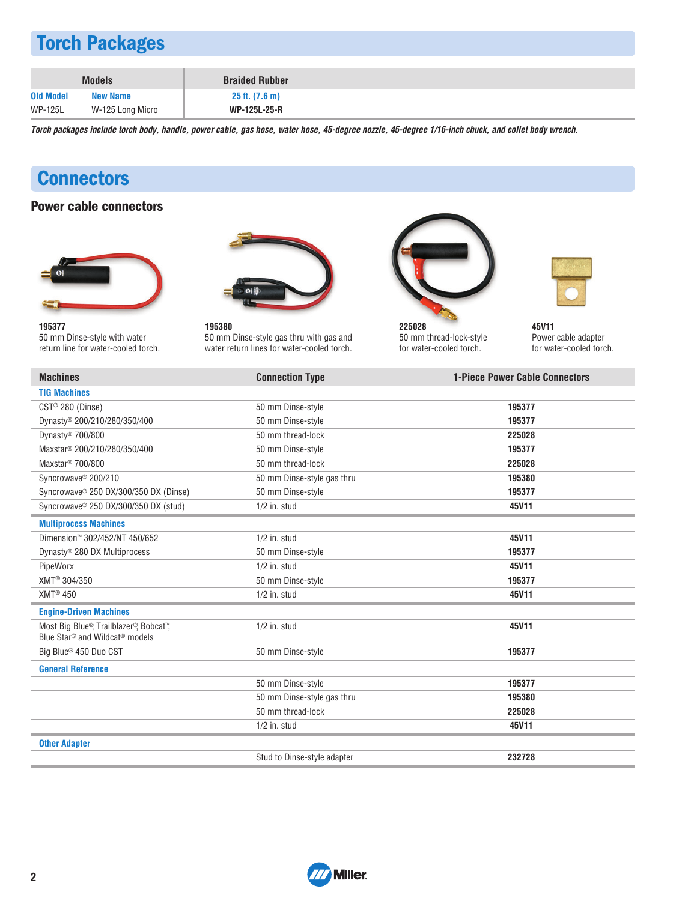# Torch Packages

| Models | | Braided Rubber |
|---|---|---|
| Old Model | New Name | 25 ft. (7.6 m) |
| WP-125L | W-125 Long Micro | WP-125L-25-R |

*Torch packages include torch body, handle, power cable, gas hose, water hose, 45-degree nozzle, 45-degree 1/16-inch chuck, and collet body wrench.*

# Connectors

## Power cable connectors

**195377**
50 mm Dinse-style with water return line for water-cooled torch.

**195380**
50 mm Dinse-style gas thru with gas and water return lines for water-cooled torch.

**225028**
50 mm thread-lock-style for water-cooled torch.

**45V11**
Power cable adapter for water-cooled torch.

| Machines | Connection Type | 1-Piece Power Cable Connectors |
|---|---|---|
| **TIG Machines** | | |
| CST® 280 (Dinse) | 50 mm Dinse-style | 195377 |
| Dynasty® 200/210/280/350/400 | 50 mm Dinse-style | 195377 |
| Dynasty® 700/800 | 50 mm thread-lock | 225028 |
| Maxstar® 200/210/280/350/400 | 50 mm Dinse-style | 195377 |
| Maxstar® 700/800 | 50 mm thread-lock | 225028 |
| Syncrowave® 200/210 | 50 mm Dinse-style gas thru | 195380 |
| Syncrowave® 250 DX/300/350 DX (Dinse) | 50 mm Dinse-style | 195377 |
| Syncrowave® 250 DX/300/350 DX (stud) | 1/2 in. stud | 45V11 |
| **Multiprocess Machines** | | |
| Dimension™ 302/452/NT 450/652 | 1/2 in. stud | 45V11 |
| Dynasty® 280 DX Multiprocess | 50 mm Dinse-style | 195377 |
| PipeWorx | 1/2 in. stud | 45V11 |
| XMT® 304/350 | 50 mm Dinse-style | 195377 |
| XMT® 450 | 1/2 in. stud | 45V11 |
| **Engine-Driven Machines** | | |
| Most Big Blue®, Trailblazer®, Bobcat™, Blue Star® and Wildcat® models | 1/2 in. stud | 45V11 |
| Big Blue® 450 Duo CST | 50 mm Dinse-style | 195377 |
| **General Reference** | | |
| | 50 mm Dinse-style | 195377 |
| | 50 mm Dinse-style gas thru | 195380 |
| | 50 mm thread-lock | 225028 |
| | 1/2 in. stud | 45V11 |
| **Other Adapter** | | |
| | Stud to Dinse-style adapter | 232728 |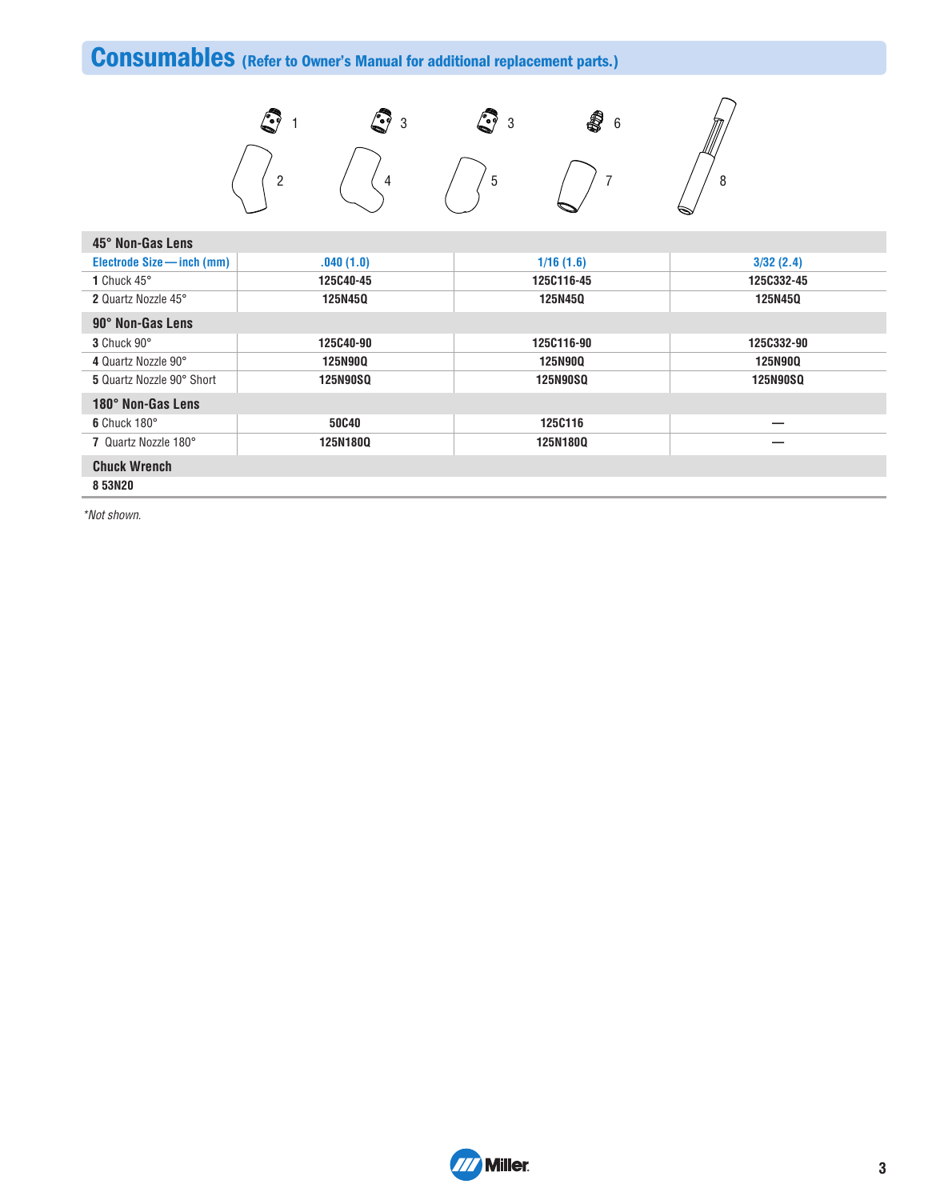## Consumables (Refer to Owner's Manual for additional replacement parts.)

| 45° Non-Gas Lens | | | |
|---|---|---|---|
| Electrode Size — inch (mm) | .040 (1.0) | 1/16 (1.6) | 3/32 (2.4) |
| **1** Chuck 45° | **125C40-45** | **125C116-45** | **125C332-45** |
| **2** Quartz Nozzle 45° | **125N45Q** | **125N45Q** | **125N45Q** |
| **90° Non-Gas Lens** | | | |
| **3** Chuck 90° | **125C40-90** | **125C116-90** | **125C332-90** |
| **4** Quartz Nozzle 90° | **125N90Q** | **125N90Q** | **125N90Q** |
| **5** Quartz Nozzle 90° Short | **125N90SQ** | **125N90SQ** | **125N90SQ** |
| **180° Non-Gas Lens** | | | |
| **6** Chuck 180° | **50C40** | **125C116** | — |
| **7** Quartz Nozzle 180° | **125N180Q** | **125N180Q** | — |
| **Chuck Wrench** | | | |
| **8 53N20** | | | |

*\*Not shown.*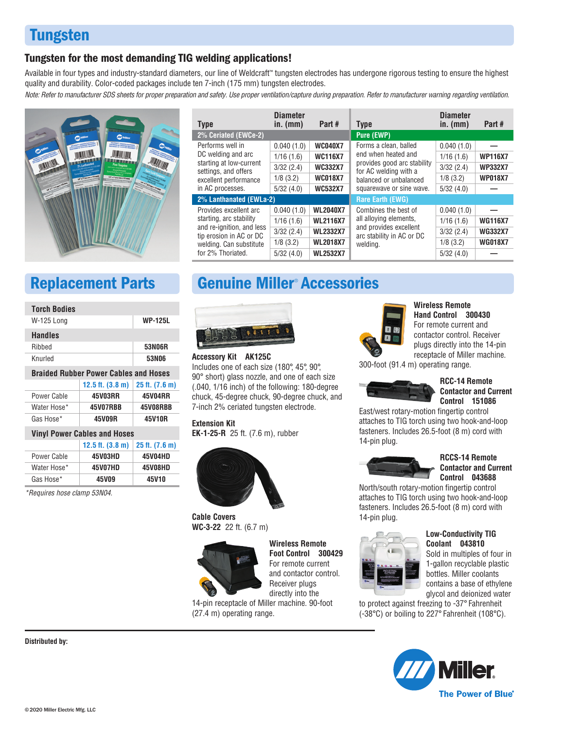# Tungsten

## Tungsten for the most demanding TIG welding applications!

Available in four types and industry-standard diameters, our line of Weldcraft™ tungsten electrodes has undergone rigorous testing to ensure the highest quality and durability. Color-coded packages include ten 7-inch (175 mm) tungsten electrodes.

*Note: Refer to manufacturer SDS sheets for proper preparation and safety. Use proper ventilation/capture during preparation. Refer to manufacturer warning regarding ventilation.*

| Type | Diameter in. (mm) | Part # | Type | Diameter in. (mm) | Part # |
|---|---|---|---|---|---|
| **2% Ceriated (EWCe-2)** | | | **Pure (EWP)** | | |
| Performs well in DC welding and arc starting at low-current settings, and offers excellent performance in AC processes. | 0.040 (1.0) | **WC040X7** | Forms a clean, balled end when heated and provides good arc stability for AC welding with a balanced or unbalanced squarewave or sine wave. | 0.040 (1.0) | — |
| | 1/16 (1.6) | **WC116X7** | | 1/16 (1.6) | **WP116X7** |
| | 3/32 (2.4) | **WC332X7** | | 3/32 (2.4) | **WP332X7** |
| | 1/8 (3.2) | **WC018X7** | | 1/8 (3.2) | **WP018X7** |
| | 5/32 (4.0) | **WC532X7** | | 5/32 (4.0) | — |
| **2% Lanthanated (EWLa-2)** | | | **Rare Earth (EWG)** | | |
| Provides excellent arc starting, arc stability and re-ignition, and less tip erosion in AC or DC welding. Can substitute for 2% Thoriated. | 0.040 (1.0) | **WL2040X7** | Combines the best of all alloying elements, and provides excellent arc stability in AC or DC welding. | 0.040 (1.0) | — |
| | 1/16 (1.6) | **WL2116X7** | | 1/16 (1.6) | **WG116X7** |
| | 3/32 (2.4) | **WL2332X7** | | 3/32 (2.4) | **WG332X7** |
| | 1/8 (3.2) | **WL2018X7** | | 1/8 (3.2) | **WG018X7** |
| | 5/32 (4.0) | **WL2532X7** | | 5/32 (4.0) | — |

# Replacement Parts

| | | |
|---|---|---|
| **Torch Bodies** | | |
| W-125 Long | **WP-125L** | |
| **Handles** | | |
| Ribbed | **53N06R** | |
| Knurled | **53N06** | |
| **Braided Rubber Power Cables and Hoses** | | |
| | **12.5 ft. (3.8 m)** | **25 ft. (7.6 m)** |
| Power Cable | **45V03RR** | **45V04RR** |
| Water Hose* | **45V07RBB** | **45V08RBB** |
| Gas Hose* | **45V09R** | **45V10R** |
| **Vinyl Power Cables and Hoses** | | |
| | **12.5 ft. (3.8 m)** | **25 ft. (7.6 m)** |
| Power Cable | **45V03HD** | **45V04HD** |
| Water Hose* | **45V07HD** | **45V08HD** |
| Gas Hose* | **45V09** | **45V10** |

*\*Requires hose clamp 53N04.*

# Genuine Miller® Accessories

**Accessory Kit AK125C**
Includes one of each size (180°, 45°, 90°, 90° short) glass nozzle, and one of each size (.040, 1/16 inch) of the following: 180-degree chuck, 45-degree chuck, 90-degree chuck, and 7-inch 2% ceriated tungsten electrode.

**Extension Kit**
**EK-1-25-R** 25 ft. (7.6 m), rubber

**Cable Covers**
**WC-3-22** 22 ft. (6.7 m)

**Wireless Remote Foot Control 300429**
For remote current and contactor control. Receiver plugs directly into the 14-pin receptacle of Miller machine. 90-foot (27.4 m) operating range.

**Wireless Remote Hand Control 300430**
For remote current and contactor control. Receiver plugs directly into the 14-pin receptacle of Miller machine. 300-foot (91.4 m) operating range.

**RCC-14 Remote Contactor and Current Control 151086**
East/west rotary-motion fingertip control attaches to TIG torch using two hook-and-loop fasteners. Includes 26.5-foot (8 m) cord with 14-pin plug.

**RCCS-14 Remote Contactor and Current Control 043688**
North/south rotary-motion fingertip control attaches to TIG torch using two hook-and-loop fasteners. Includes 26.5-foot (8 m) cord with 14-pin plug.

**Low-Conductivity TIG Coolant 043810**
Sold in multiples of four in 1-gallon recyclable plastic bottles. Miller coolants contains a base of ethylene glycol and deionized water to protect against freezing to -37° Fahrenheit (-38°C) or boiling to 227° Fahrenheit (108°C).

**Distributed by:**

Miller
The Power of Blue®

© 2020 Miller Electric Mfg. LLC